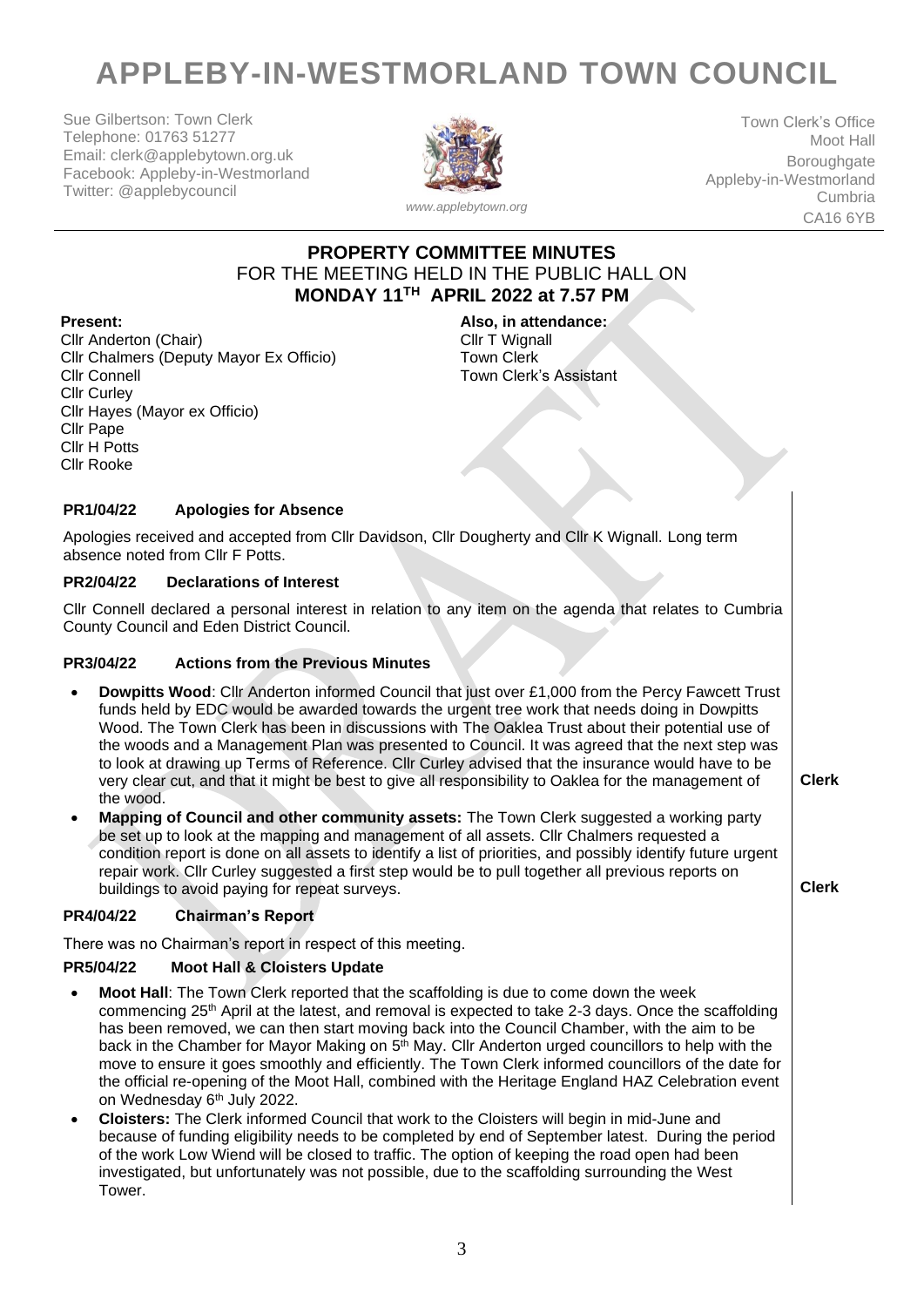# APPLEBY-IN-WESTMORLAND TOWN COUNCIL

Sue Gilbertson: Town Clerk
Telephone: 01763 51277
Email: clerk@applebytown.org.uk
Facebook: Appleby-in-Westmorland
Twitter: @applebycouncil

*www.applebytown.org*

Town Clerk's Office
Moot Hall
Boroughgate
Appleby-in-Westmorland
Cumbria
CA16 6YB

## PROPERTY COMMITTEE MINUTES
### FOR THE MEETING HELD IN THE PUBLIC HALL ON **MONDAY 11TH APRIL 2022 at 7.57 PM**

**Present:**
Cllr Anderton (Chair)
Cllr Chalmers (Deputy Mayor Ex Officio)
Cllr Connell
Cllr Curley
Cllr Hayes (Mayor ex Officio)
Cllr Pape
Cllr H Potts
Cllr Rooke

**Also, in attendance:**
Cllr T Wignall
Town Clerk
Town Clerk's Assistant

### PR1/04/22 Apologies for Absence

Apologies received and accepted from Cllr Davidson, Cllr Dougherty and Cllr K Wignall. Long term absence noted from Cllr F Potts.

### PR2/04/22 Declarations of Interest

Cllr Connell declared a personal interest in relation to any item on the agenda that relates to Cumbria County Council and Eden District Council.

### PR3/04/22 Actions from the Previous Minutes

- **Dowpitts Wood**: Cllr Anderton informed Council that just over £1,000 from the Percy Fawcett Trust funds held by EDC would be awarded towards the urgent tree work that needs doing in Dowpitts Wood. The Town Clerk has been in discussions with The Oaklea Trust about their potential use of the woods and a Management Plan was presented to Council. It was agreed that the next step was to look at drawing up Terms of Reference. Cllr Curley advised that the insurance would have to be very clear cut, and that it might be best to give all responsibility to Oaklea for the management of the wood. **Clerk**
- **Mapping of Council and other community assets:** The Town Clerk suggested a working party be set up to look at the mapping and management of all assets. Cllr Chalmers requested a condition report is done on all assets to identify a list of priorities, and possibly identify future urgent repair work. Cllr Curley suggested a first step would be to pull together all previous reports on buildings to avoid paying for repeat surveys. **Clerk**

### PR4/04/22 Chairman's Report

There was no Chairman's report in respect of this meeting.

### PR5/04/22 Moot Hall & Cloisters Update

- **Moot Hall**: The Town Clerk reported that the scaffolding is due to come down the week commencing 25th April at the latest, and removal is expected to take 2-3 days. Once the scaffolding has been removed, we can then start moving back into the Council Chamber, with the aim to be back in the Chamber for Mayor Making on 5th May. Cllr Anderton urged councillors to help with the move to ensure it goes smoothly and efficiently. The Town Clerk informed councillors of the date for the official re-opening of the Moot Hall, combined with the Heritage England HAZ Celebration event on Wednesday 6th July 2022.
- **Cloisters:** The Clerk informed Council that work to the Cloisters will begin in mid-June and because of funding eligibility needs to be completed by end of September latest. During the period of the work Low Wiend will be closed to traffic. The option of keeping the road open had been investigated, but unfortunately was not possible, due to the scaffolding surrounding the West Tower.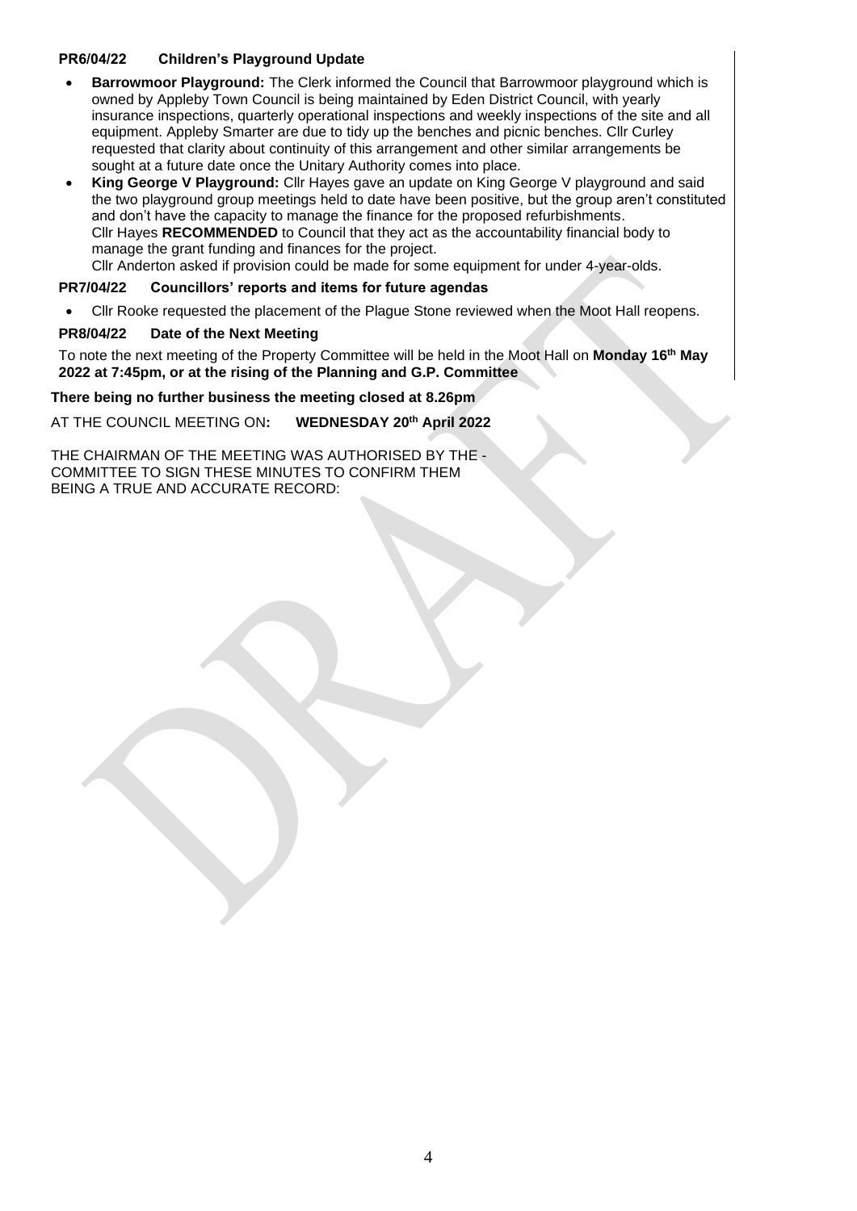**PR6/04/22 Children's Playground Update**

- **Barrowmoor Playground:** The Clerk informed the Council that Barrowmoor playground which is owned by Appleby Town Council is being maintained by Eden District Council, with yearly insurance inspections, quarterly operational inspections and weekly inspections of the site and all equipment. Appleby Smarter are due to tidy up the benches and picnic benches. Cllr Curley requested that clarity about continuity of this arrangement and other similar arrangements be sought at a future date once the Unitary Authority comes into place.
- **King George V Playground:** Cllr Hayes gave an update on King George V playground and said the two playground group meetings held to date have been positive, but the group aren't constituted and don't have the capacity to manage the finance for the proposed refurbishments.
  Cllr Hayes **RECOMMENDED** to Council that they act as the accountability financial body to manage the grant funding and finances for the project.
  Cllr Anderton asked if provision could be made for some equipment for under 4-year-olds.

**PR7/04/22 Councillors' reports and items for future agendas**

- Cllr Rooke requested the placement of the Plague Stone reviewed when the Moot Hall reopens.

**PR8/04/22 Date of the Next Meeting**

To note the next meeting of the Property Committee will be held in the Moot Hall on **Monday 16th May 2022 at 7:45pm, or at the rising of the Planning and G.P. Committee**

**There being no further business the meeting closed at 8.26pm**

AT THE COUNCIL MEETING ON**:** **WEDNESDAY 20th April 2022**

THE CHAIRMAN OF THE MEETING WAS AUTHORISED BY THE - COMMITTEE TO SIGN THESE MINUTES TO CONFIRM THEM BEING A TRUE AND ACCURATE RECORD: